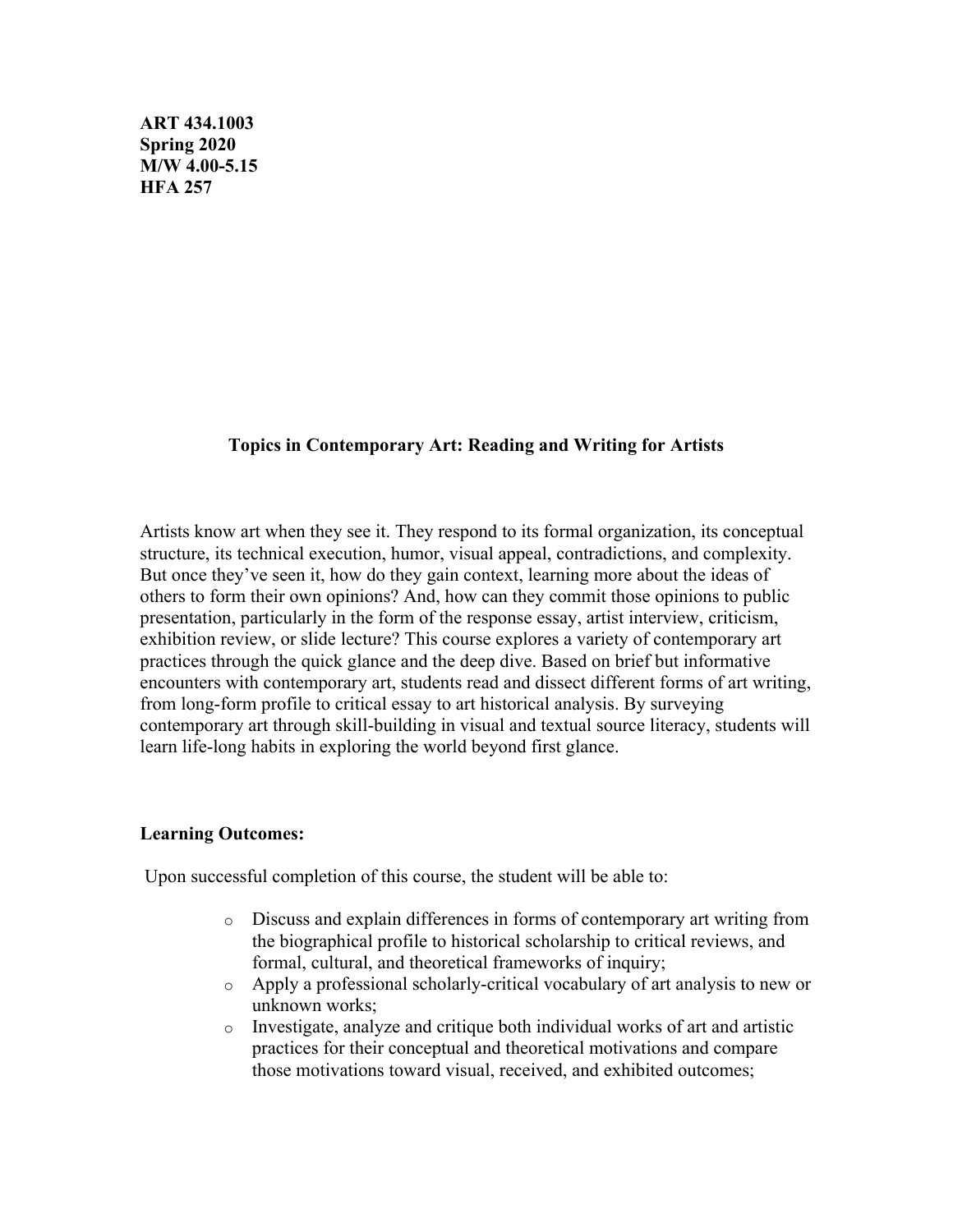**ART 434.1003**
**Spring 2020**
**M/W 4.00-5.15**
**HFA 257**

## Topics in Contemporary Art: Reading and Writing for Artists

Artists know art when they see it. They respond to its formal organization, its conceptual structure, its technical execution, humor, visual appeal, contradictions, and complexity. But once they've seen it, how do they gain context, learning more about the ideas of others to form their own opinions? And, how can they commit those opinions to public presentation, particularly in the form of the response essay, artist interview, criticism, exhibition review, or slide lecture? This course explores a variety of contemporary art practices through the quick glance and the deep dive. Based on brief but informative encounters with contemporary art, students read and dissect different forms of art writing, from long-form profile to critical essay to art historical analysis. By surveying contemporary art through skill-building in visual and textual source literacy, students will learn life-long habits in exploring the world beyond first glance.

### Learning Outcomes:

Upon successful completion of this course, the student will be able to:

- Discuss and explain differences in forms of contemporary art writing from the biographical profile to historical scholarship to critical reviews, and formal, cultural, and theoretical frameworks of inquiry;
- Apply a professional scholarly-critical vocabulary of art analysis to new or unknown works;
- Investigate, analyze and critique both individual works of art and artistic practices for their conceptual and theoretical motivations and compare those motivations toward visual, received, and exhibited outcomes;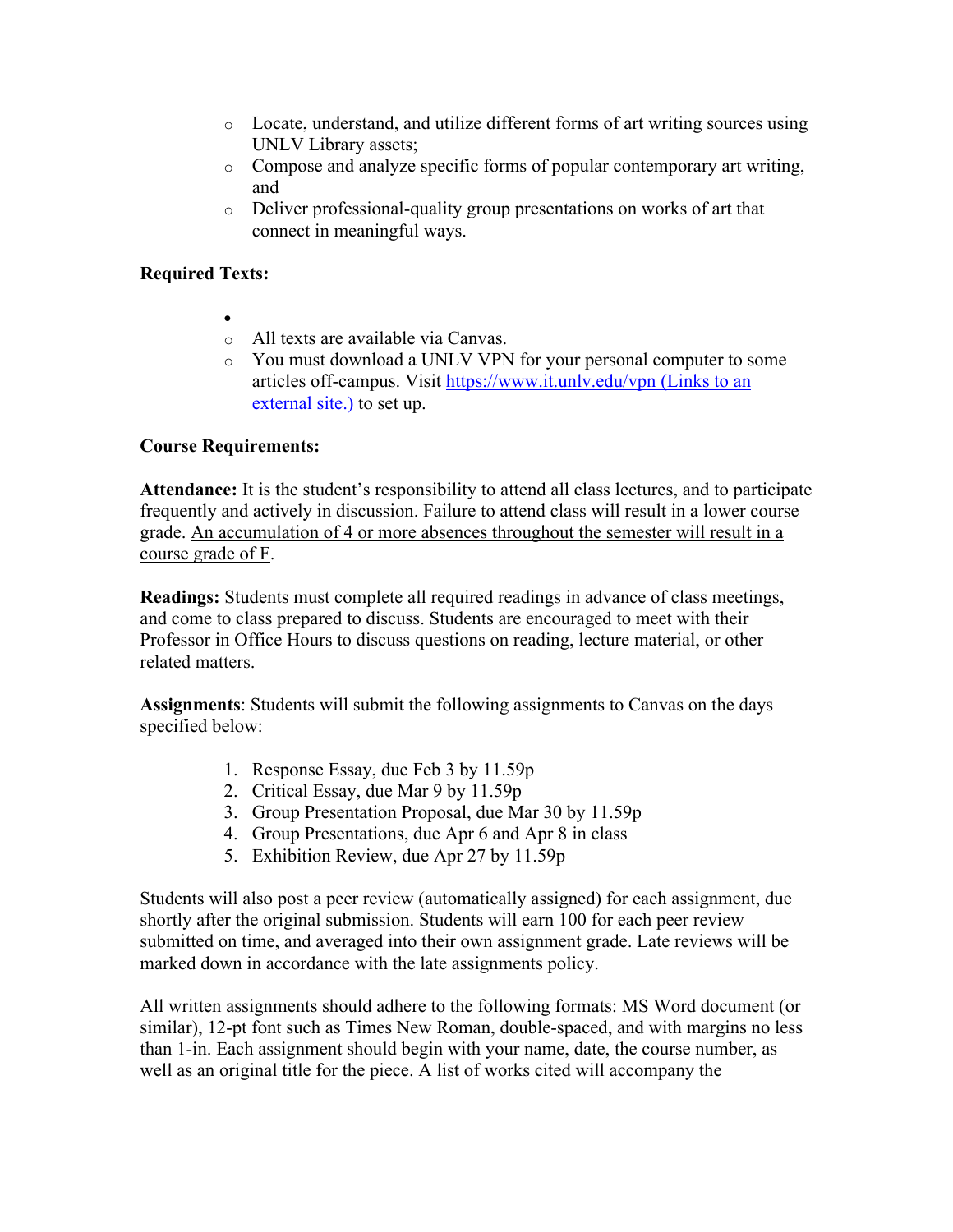- Locate, understand, and utilize different forms of art writing sources using UNLV Library assets;
- Compose and analyze specific forms of popular contemporary art writing, and
- Deliver professional-quality group presentations on works of art that connect in meaningful ways.

**Required Texts:**

- 
  - All texts are available via Canvas.
  - You must download a UNLV VPN for your personal computer to some articles off-campus. Visit [https://www.it.unlv.edu/vpn (Links to an external site.)](https://www.it.unlv.edu/vpn) to set up.

**Course Requirements:**

**Attendance:** It is the student's responsibility to attend all class lectures, and to participate frequently and actively in discussion. Failure to attend class will result in a lower course grade. <u>An accumulation of 4 or more absences throughout the semester will result in a course grade of F</u>.

**Readings:** Students must complete all required readings in advance of class meetings, and come to class prepared to discuss. Students are encouraged to meet with their Professor in Office Hours to discuss questions on reading, lecture material, or other related matters.

**Assignments**: Students will submit the following assignments to Canvas on the days specified below:

1. Response Essay, due Feb 3 by 11.59p
2. Critical Essay, due Mar 9 by 11.59p
3. Group Presentation Proposal, due Mar 30 by 11.59p
4. Group Presentations, due Apr 6 and Apr 8 in class
5. Exhibition Review, due Apr 27 by 11.59p

Students will also post a peer review (automatically assigned) for each assignment, due shortly after the original submission. Students will earn 100 for each peer review submitted on time, and averaged into their own assignment grade. Late reviews will be marked down in accordance with the late assignments policy.

All written assignments should adhere to the following formats: MS Word document (or similar), 12-pt font such as Times New Roman, double-spaced, and with margins no less than 1-in. Each assignment should begin with your name, date, the course number, as well as an original title for the piece. A list of works cited will accompany the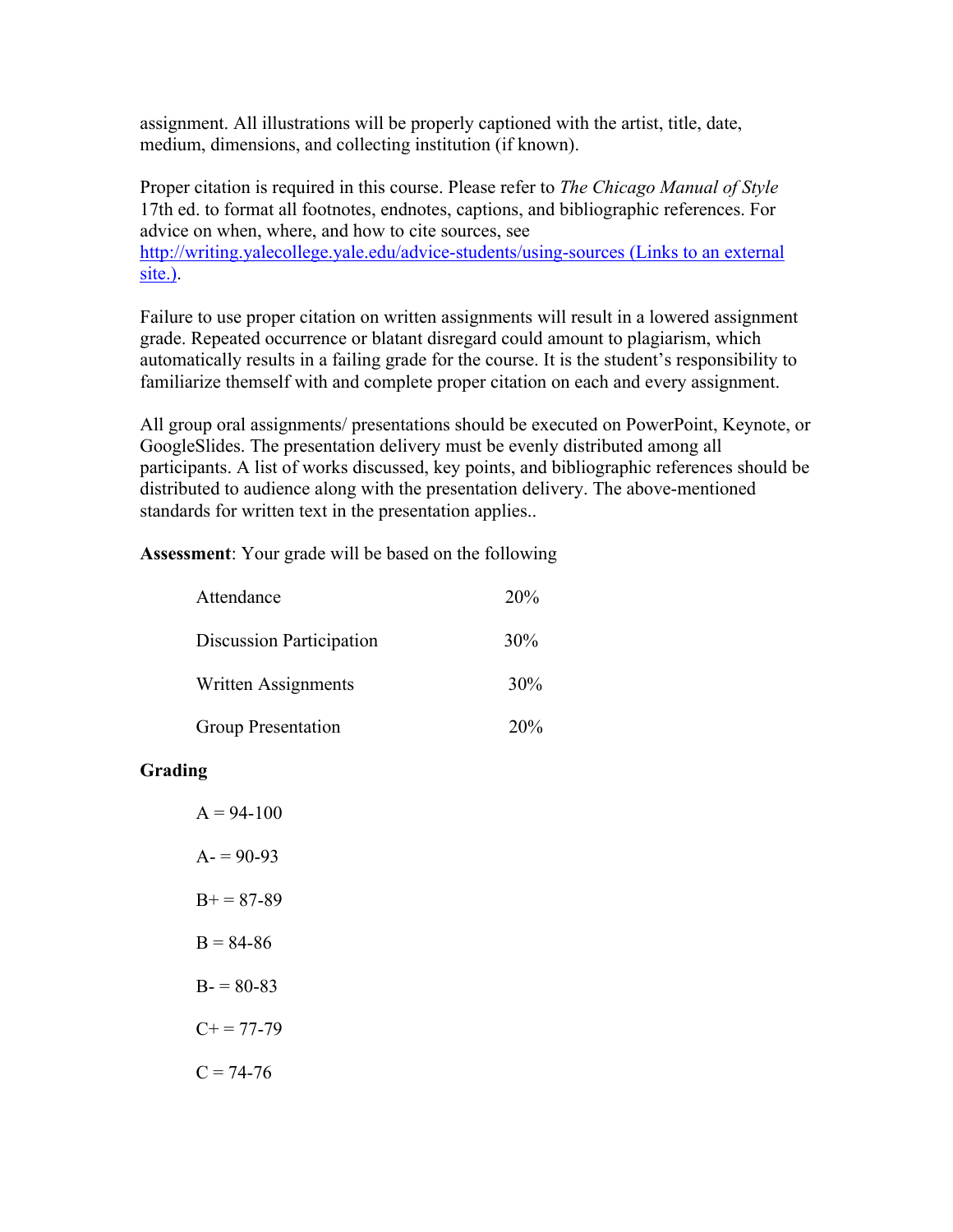assignment. All illustrations will be properly captioned with the artist, title, date, medium, dimensions, and collecting institution (if known).

Proper citation is required in this course. Please refer to *The Chicago Manual of Style* 17th ed. to format all footnotes, endnotes, captions, and bibliographic references. For advice on when, where, and how to cite sources, see [http://writing.yalecollege.yale.edu/advice-students/using-sources (Links to an external site.)](http://writing.yalecollege.yale.edu/advice-students/using-sources).

Failure to use proper citation on written assignments will result in a lowered assignment grade. Repeated occurrence or blatant disregard could amount to plagiarism, which automatically results in a failing grade for the course. It is the student's responsibility to familiarize themself with and complete proper citation on each and every assignment.

All group oral assignments/ presentations should be executed on PowerPoint, Keynote, or GoogleSlides. The presentation delivery must be evenly distributed among all participants. A list of works discussed, key points, and bibliographic references should be distributed to audience along with the presentation delivery. The above-mentioned standards for written text in the presentation applies..

**Assessment**: Your grade will be based on the following

| | |
|---|---|
| Attendance | 20% |
| Discussion Participation | 30% |
| Written Assignments | 30% |
| Group Presentation | 20% |

**Grading**

A = 94-100

A- = 90-93

B+ = 87-89

B = 84-86

B- = 80-83

C+ = 77-79

C = 74-76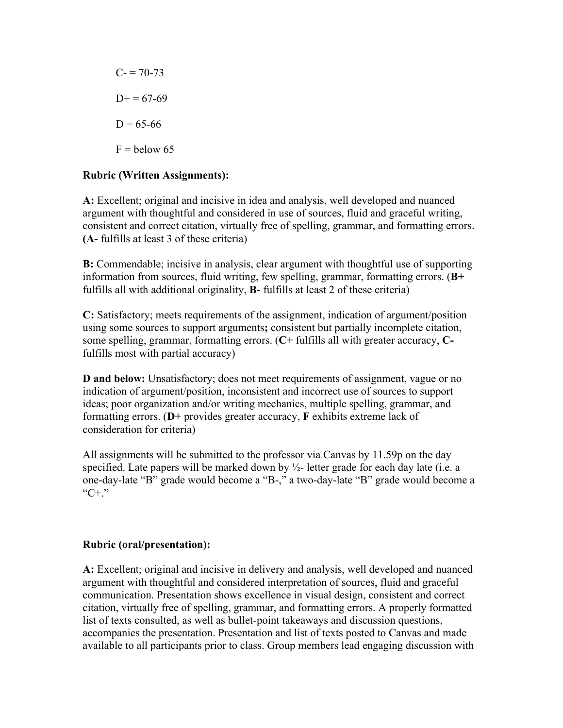C- = 70-73

D+ = 67-69

D = 65-66

F = below 65

**Rubric (Written Assignments):**

**A:** Excellent; original and incisive in idea and analysis, well developed and nuanced argument with thoughtful and considered in use of sources, fluid and graceful writing, consistent and correct citation, virtually free of spelling, grammar, and formatting errors. **(A-** fulfills at least 3 of these criteria)

**B:** Commendable; incisive in analysis, clear argument with thoughtful use of supporting information from sources, fluid writing, few spelling, grammar, formatting errors. (**B+** fulfills all with additional originality, **B-** fulfills at least 2 of these criteria)

**C:** Satisfactory; meets requirements of the assignment, indication of argument/position using some sources to support arguments**;** consistent but partially incomplete citation, some spelling, grammar, formatting errors. (**C+** fulfills all with greater accuracy, **C-** fulfills most with partial accuracy)

**D and below:** Unsatisfactory; does not meet requirements of assignment, vague or no indication of argument/position, inconsistent and incorrect use of sources to support ideas; poor organization and/or writing mechanics, multiple spelling, grammar, and formatting errors. (**D+** provides greater accuracy, **F** exhibits extreme lack of consideration for criteria)

All assignments will be submitted to the professor via Canvas by 11.59p on the day specified. Late papers will be marked down by ½- letter grade for each day late (i.e. a one-day-late "B" grade would become a "B-," a two-day-late "B" grade would become a "C+."

**Rubric (oral/presentation):**

**A:** Excellent; original and incisive in delivery and analysis, well developed and nuanced argument with thoughtful and considered interpretation of sources, fluid and graceful communication. Presentation shows excellence in visual design, consistent and correct citation, virtually free of spelling, grammar, and formatting errors. A properly formatted list of texts consulted, as well as bullet-point takeaways and discussion questions, accompanies the presentation. Presentation and list of texts posted to Canvas and made available to all participants prior to class. Group members lead engaging discussion with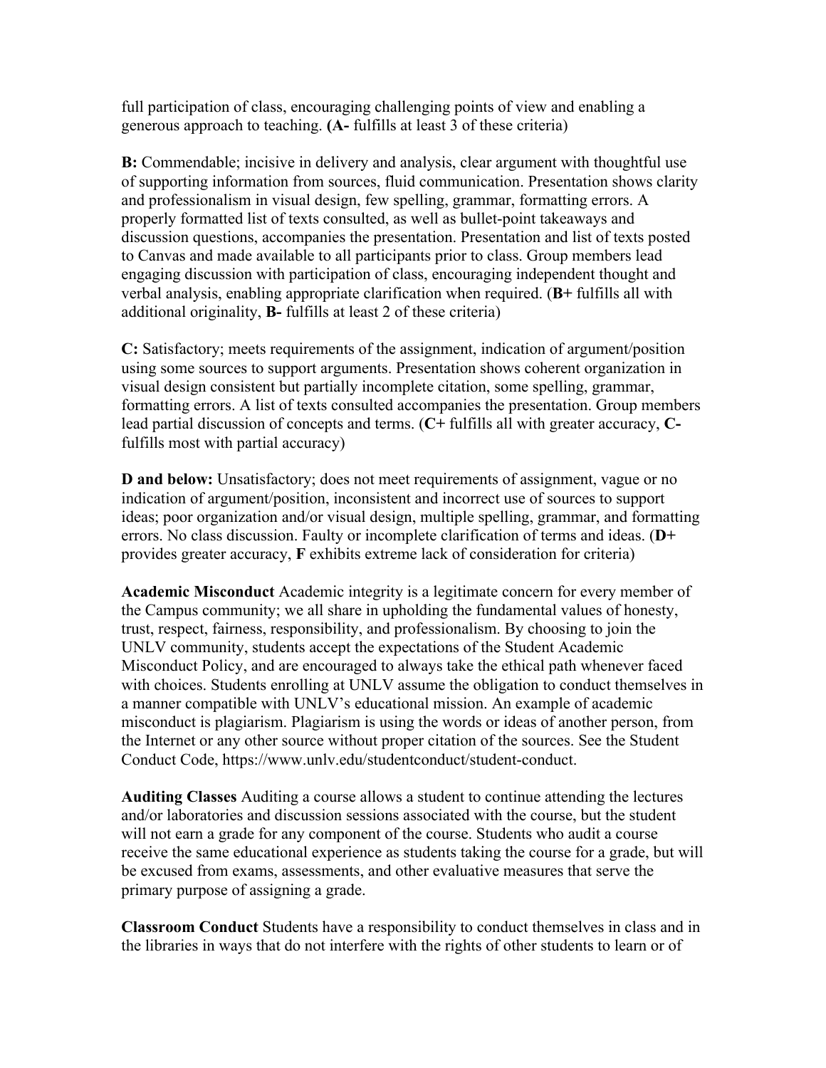full participation of class, encouraging challenging points of view and enabling a generous approach to teaching. **(A-** fulfills at least 3 of these criteria)

**B:** Commendable; incisive in delivery and analysis, clear argument with thoughtful use of supporting information from sources, fluid communication. Presentation shows clarity and professionalism in visual design, few spelling, grammar, formatting errors. A properly formatted list of texts consulted, as well as bullet-point takeaways and discussion questions, accompanies the presentation. Presentation and list of texts posted to Canvas and made available to all participants prior to class. Group members lead engaging discussion with participation of class, encouraging independent thought and verbal analysis, enabling appropriate clarification when required. (**B+** fulfills all with additional originality, **B-** fulfills at least 2 of these criteria)

**C:** Satisfactory; meets requirements of the assignment, indication of argument/position using some sources to support arguments. Presentation shows coherent organization in visual design consistent but partially incomplete citation, some spelling, grammar, formatting errors. A list of texts consulted accompanies the presentation. Group members lead partial discussion of concepts and terms. (**C+** fulfills all with greater accuracy, **C-** fulfills most with partial accuracy)

**D and below:** Unsatisfactory; does not meet requirements of assignment, vague or no indication of argument/position, inconsistent and incorrect use of sources to support ideas; poor organization and/or visual design, multiple spelling, grammar, and formatting errors. No class discussion. Faulty or incomplete clarification of terms and ideas. (**D+** provides greater accuracy, **F** exhibits extreme lack of consideration for criteria)

**Academic Misconduct** Academic integrity is a legitimate concern for every member of the Campus community; we all share in upholding the fundamental values of honesty, trust, respect, fairness, responsibility, and professionalism. By choosing to join the UNLV community, students accept the expectations of the Student Academic Misconduct Policy, and are encouraged to always take the ethical path whenever faced with choices. Students enrolling at UNLV assume the obligation to conduct themselves in a manner compatible with UNLV's educational mission. An example of academic misconduct is plagiarism. Plagiarism is using the words or ideas of another person, from the Internet or any other source without proper citation of the sources. See the Student Conduct Code, https://www.unlv.edu/studentconduct/student-conduct.

**Auditing Classes** Auditing a course allows a student to continue attending the lectures and/or laboratories and discussion sessions associated with the course, but the student will not earn a grade for any component of the course. Students who audit a course receive the same educational experience as students taking the course for a grade, but will be excused from exams, assessments, and other evaluative measures that serve the primary purpose of assigning a grade.

**Classroom Conduct** Students have a responsibility to conduct themselves in class and in the libraries in ways that do not interfere with the rights of other students to learn or of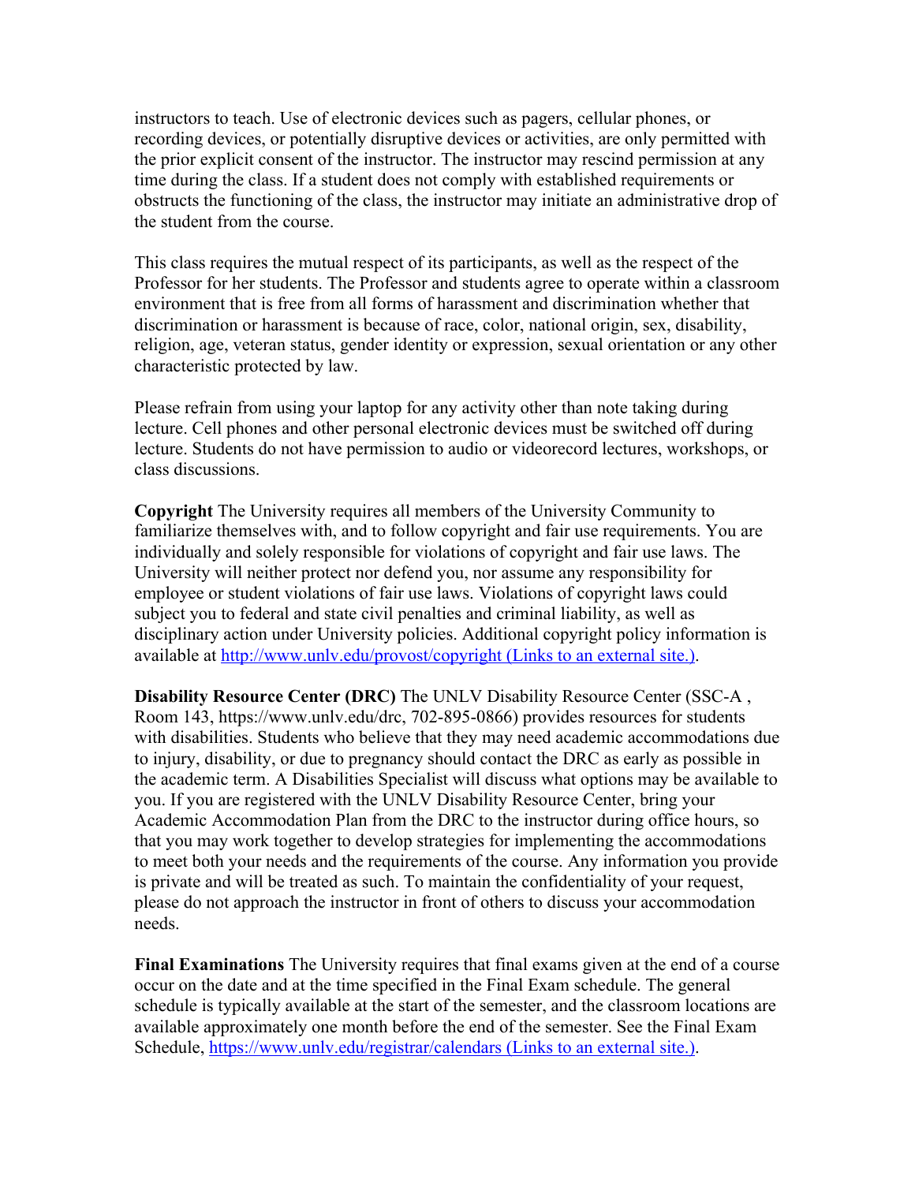instructors to teach. Use of electronic devices such as pagers, cellular phones, or recording devices, or potentially disruptive devices or activities, are only permitted with the prior explicit consent of the instructor. The instructor may rescind permission at any time during the class. If a student does not comply with established requirements or obstructs the functioning of the class, the instructor may initiate an administrative drop of the student from the course.

This class requires the mutual respect of its participants, as well as the respect of the Professor for her students. The Professor and students agree to operate within a classroom environment that is free from all forms of harassment and discrimination whether that discrimination or harassment is because of race, color, national origin, sex, disability, religion, age, veteran status, gender identity or expression, sexual orientation or any other characteristic protected by law.

Please refrain from using your laptop for any activity other than note taking during lecture. Cell phones and other personal electronic devices must be switched off during lecture. Students do not have permission to audio or videorecord lectures, workshops, or class discussions.

**Copyright** The University requires all members of the University Community to familiarize themselves with, and to follow copyright and fair use requirements. You are individually and solely responsible for violations of copyright and fair use laws. The University will neither protect nor defend you, nor assume any responsibility for employee or student violations of fair use laws. Violations of copyright laws could subject you to federal and state civil penalties and criminal liability, as well as disciplinary action under University policies. Additional copyright policy information is available at [http://www.unlv.edu/provost/copyright (Links to an external site.)](http://www.unlv.edu/provost/copyright).

**Disability Resource Center (DRC)** The UNLV Disability Resource Center (SSC-A , Room 143, https://www.unlv.edu/drc, 702-895-0866) provides resources for students with disabilities. Students who believe that they may need academic accommodations due to injury, disability, or due to pregnancy should contact the DRC as early as possible in the academic term. A Disabilities Specialist will discuss what options may be available to you. If you are registered with the UNLV Disability Resource Center, bring your Academic Accommodation Plan from the DRC to the instructor during office hours, so that you may work together to develop strategies for implementing the accommodations to meet both your needs and the requirements of the course. Any information you provide is private and will be treated as such. To maintain the confidentiality of your request, please do not approach the instructor in front of others to discuss your accommodation needs.

**Final Examinations** The University requires that final exams given at the end of a course occur on the date and at the time specified in the Final Exam schedule. The general schedule is typically available at the start of the semester, and the classroom locations are available approximately one month before the end of the semester. See the Final Exam Schedule, [https://www.unlv.edu/registrar/calendars (Links to an external site.)](https://www.unlv.edu/registrar/calendars).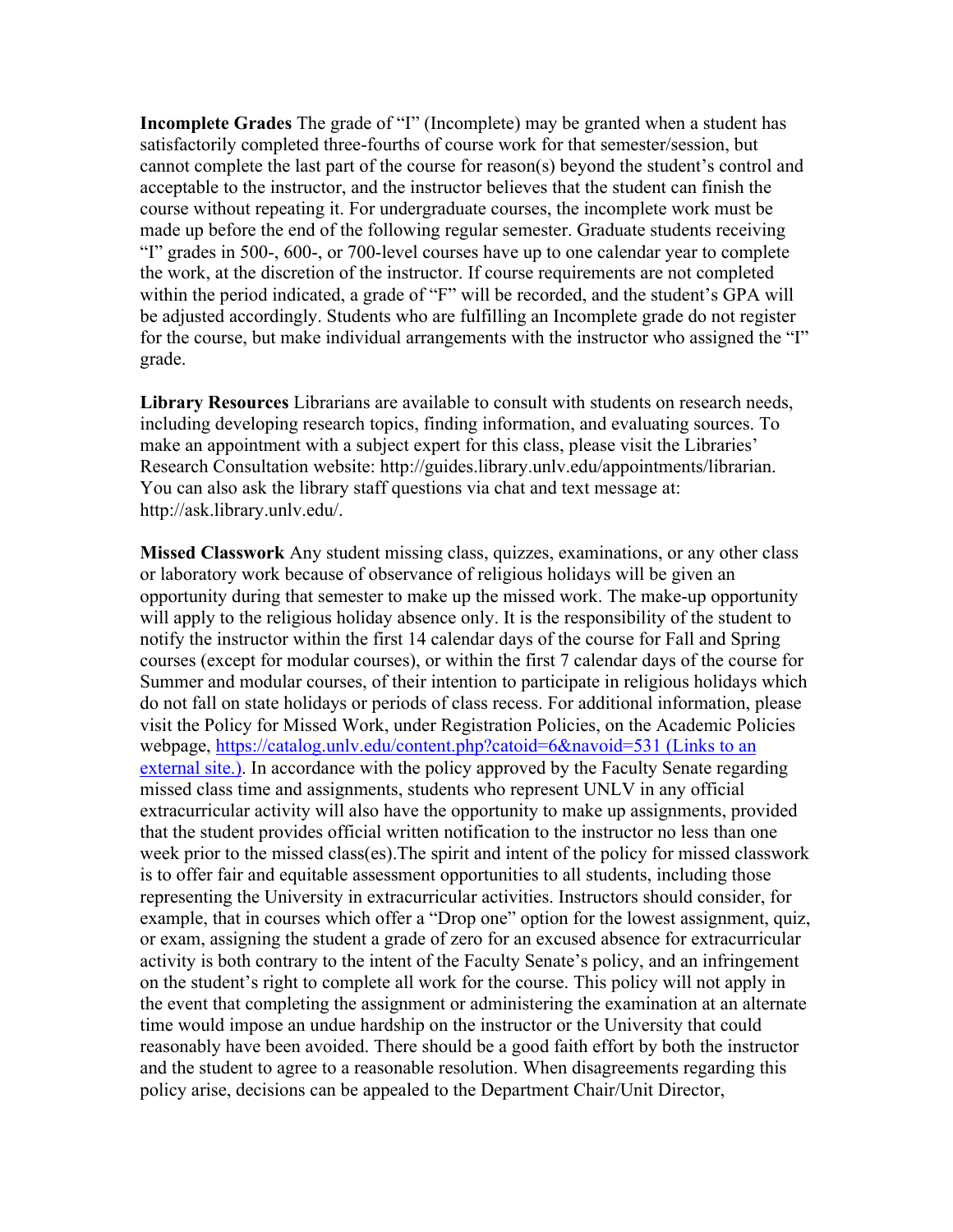**Incomplete Grades** The grade of "I" (Incomplete) may be granted when a student has satisfactorily completed three-fourths of course work for that semester/session, but cannot complete the last part of the course for reason(s) beyond the student's control and acceptable to the instructor, and the instructor believes that the student can finish the course without repeating it. For undergraduate courses, the incomplete work must be made up before the end of the following regular semester. Graduate students receiving "I" grades in 500-, 600-, or 700-level courses have up to one calendar year to complete the work, at the discretion of the instructor. If course requirements are not completed within the period indicated, a grade of "F" will be recorded, and the student's GPA will be adjusted accordingly. Students who are fulfilling an Incomplete grade do not register for the course, but make individual arrangements with the instructor who assigned the "I" grade.

**Library Resources** Librarians are available to consult with students on research needs, including developing research topics, finding information, and evaluating sources. To make an appointment with a subject expert for this class, please visit the Libraries' Research Consultation website: http://guides.library.unlv.edu/appointments/librarian. You can also ask the library staff questions via chat and text message at: http://ask.library.unlv.edu/.

**Missed Classwork** Any student missing class, quizzes, examinations, or any other class or laboratory work because of observance of religious holidays will be given an opportunity during that semester to make up the missed work. The make-up opportunity will apply to the religious holiday absence only. It is the responsibility of the student to notify the instructor within the first 14 calendar days of the course for Fall and Spring courses (except for modular courses), or within the first 7 calendar days of the course for Summer and modular courses, of their intention to participate in religious holidays which do not fall on state holidays or periods of class recess. For additional information, please visit the Policy for Missed Work, under Registration Policies, on the Academic Policies webpage, [https://catalog.unlv.edu/content.php?catoid=6&navoid=531 (Links to an external site.)](https://catalog.unlv.edu/content.php?catoid=6&navoid=531). In accordance with the policy approved by the Faculty Senate regarding missed class time and assignments, students who represent UNLV in any official extracurricular activity will also have the opportunity to make up assignments, provided that the student provides official written notification to the instructor no less than one week prior to the missed class(es).The spirit and intent of the policy for missed classwork is to offer fair and equitable assessment opportunities to all students, including those representing the University in extracurricular activities. Instructors should consider, for example, that in courses which offer a "Drop one" option for the lowest assignment, quiz, or exam, assigning the student a grade of zero for an excused absence for extracurricular activity is both contrary to the intent of the Faculty Senate's policy, and an infringement on the student's right to complete all work for the course. This policy will not apply in the event that completing the assignment or administering the examination at an alternate time would impose an undue hardship on the instructor or the University that could reasonably have been avoided. There should be a good faith effort by both the instructor and the student to agree to a reasonable resolution. When disagreements regarding this policy arise, decisions can be appealed to the Department Chair/Unit Director,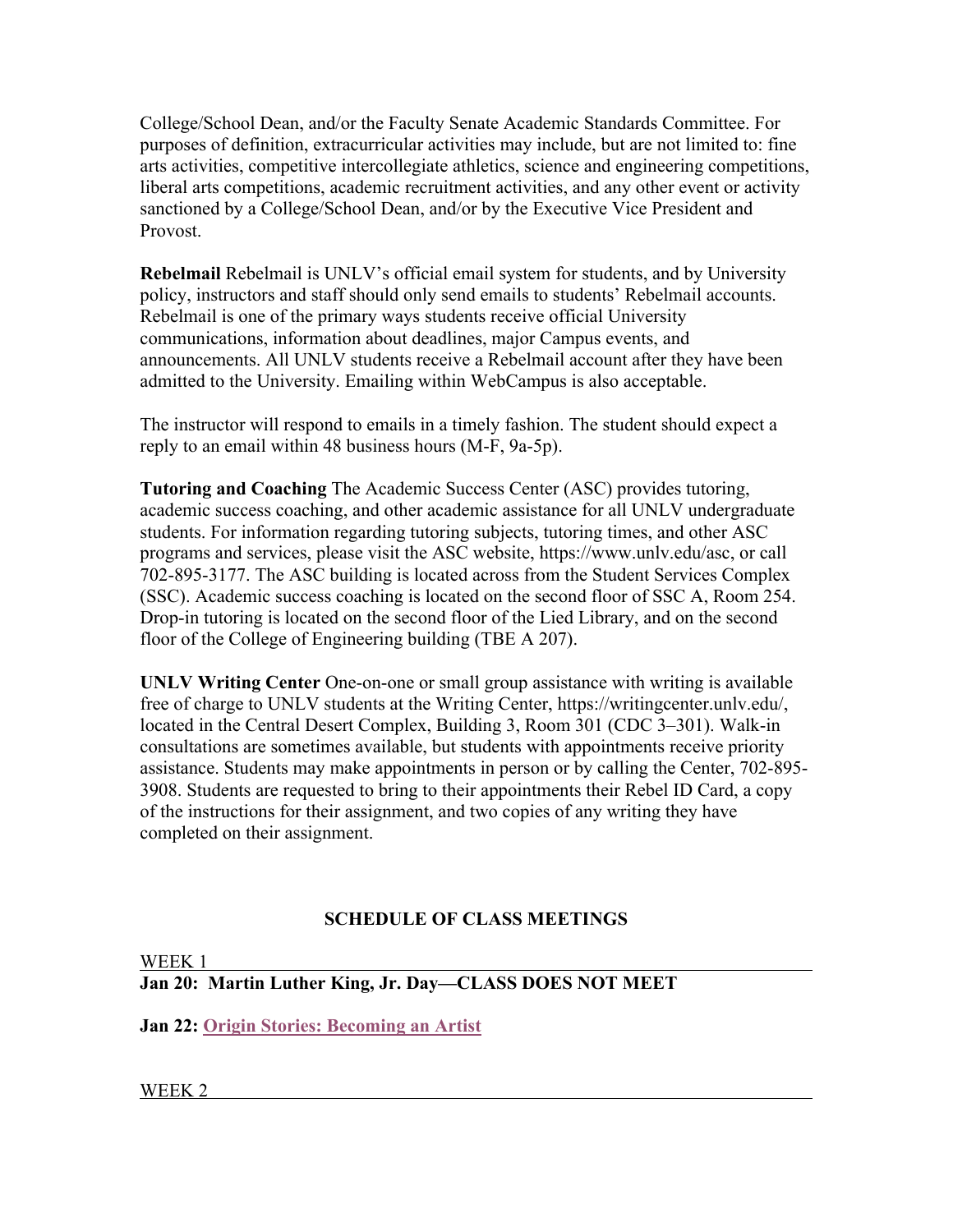College/School Dean, and/or the Faculty Senate Academic Standards Committee. For purposes of definition, extracurricular activities may include, but are not limited to: fine arts activities, competitive intercollegiate athletics, science and engineering competitions, liberal arts competitions, academic recruitment activities, and any other event or activity sanctioned by a College/School Dean, and/or by the Executive Vice President and Provost.

**Rebelmail** Rebelmail is UNLV's official email system for students, and by University policy, instructors and staff should only send emails to students' Rebelmail accounts. Rebelmail is one of the primary ways students receive official University communications, information about deadlines, major Campus events, and announcements. All UNLV students receive a Rebelmail account after they have been admitted to the University. Emailing within WebCampus is also acceptable.

The instructor will respond to emails in a timely fashion. The student should expect a reply to an email within 48 business hours (M-F, 9a-5p).

**Tutoring and Coaching** The Academic Success Center (ASC) provides tutoring, academic success coaching, and other academic assistance for all UNLV undergraduate students. For information regarding tutoring subjects, tutoring times, and other ASC programs and services, please visit the ASC website, https://www.unlv.edu/asc, or call 702-895-3177. The ASC building is located across from the Student Services Complex (SSC). Academic success coaching is located on the second floor of SSC A, Room 254. Drop-in tutoring is located on the second floor of the Lied Library, and on the second floor of the College of Engineering building (TBE A 207).

**UNLV Writing Center** One-on-one or small group assistance with writing is available free of charge to UNLV students at the Writing Center, https://writingcenter.unlv.edu/, located in the Central Desert Complex, Building 3, Room 301 (CDC 3–301). Walk-in consultations are sometimes available, but students with appointments receive priority assistance. Students may make appointments in person or by calling the Center, 702-895-3908. Students are requested to bring to their appointments their Rebel ID Card, a copy of the instructions for their assignment, and two copies of any writing they have completed on their assignment.

## SCHEDULE OF CLASS MEETINGS

WEEK 1

**Jan 20: Martin Luther King, Jr. Day—CLASS DOES NOT MEET**

**Jan 22: Origin Stories: Becoming an Artist**

WEEK 2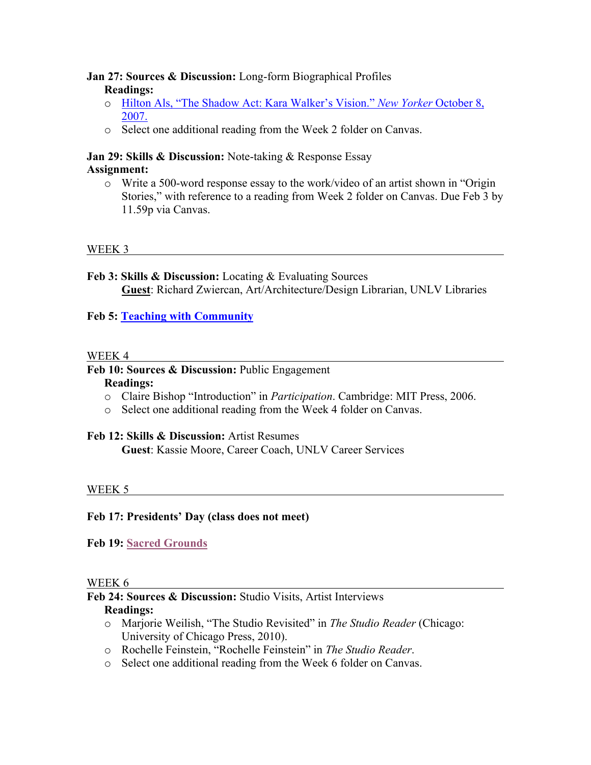**Jan 27: Sources & Discussion:** Long-form Biographical Profiles

**Readings:**

- Hilton Als, "The Shadow Act: Kara Walker's Vision." *New Yorker* October 8, 2007.
- Select one additional reading from the Week 2 folder on Canvas.

**Jan 29: Skills & Discussion:** Note-taking & Response Essay

**Assignment:**

- Write a 500-word response essay to the work/video of an artist shown in "Origin Stories," with reference to a reading from Week 2 folder on Canvas. Due Feb 3 by 11.59p via Canvas.

## WEEK 3

**Feb 3: Skills & Discussion:** Locating & Evaluating Sources

**Guest**: Richard Zwiercan, Art/Architecture/Design Librarian, UNLV Libraries

**Feb 5: Teaching with Community**

## WEEK 4

**Feb 10: Sources & Discussion:** Public Engagement

**Readings:**

- Claire Bishop "Introduction" in *Participation*. Cambridge: MIT Press, 2006.
- Select one additional reading from the Week 4 folder on Canvas.

**Feb 12: Skills & Discussion:** Artist Resumes

**Guest**: Kassie Moore, Career Coach, UNLV Career Services

## WEEK 5

**Feb 17: Presidents' Day (class does not meet)**

**Feb 19: Sacred Grounds**

## WEEK 6

**Feb 24: Sources & Discussion:** Studio Visits, Artist Interviews

**Readings:**

- Marjorie Weilish, "The Studio Revisited" in *The Studio Reader* (Chicago: University of Chicago Press, 2010).
- Rochelle Feinstein, "Rochelle Feinstein" in *The Studio Reader*.
- Select one additional reading from the Week 6 folder on Canvas.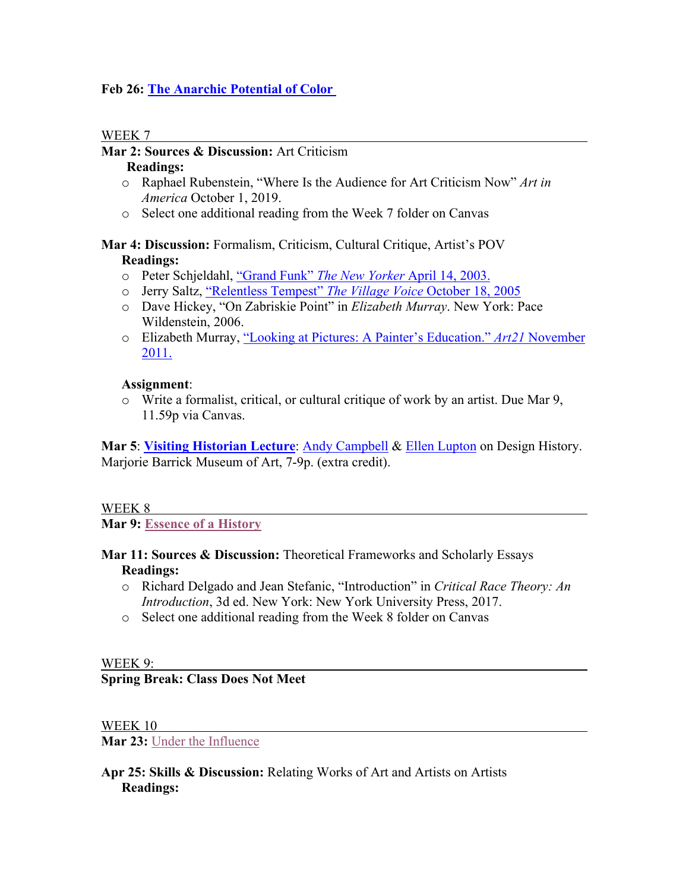**Feb 26: The Anarchic Potential of Color**

WEEK 7

**Mar 2: Sources & Discussion:** Art Criticism

**Readings:**

- Raphael Rubenstein, "Where Is the Audience for Art Criticism Now" *Art in America* October 1, 2019.
- Select one additional reading from the Week 7 folder on Canvas

**Mar 4: Discussion:** Formalism, Criticism, Cultural Critique, Artist's POV

**Readings:**

- Peter Schjeldahl, "Grand Funk" *The New Yorker* April 14, 2003.
- Jerry Saltz, "Relentless Tempest" *The Village Voice* October 18, 2005
- Dave Hickey, "On Zabriskie Point" in *Elizabeth Murray*. New York: Pace Wildenstein, 2006.
- Elizabeth Murray, "Looking at Pictures: A Painter's Education." *Art21* November 2011.

**Assignment**:

- Write a formalist, critical, or cultural critique of work by an artist. Due Mar 9, 11.59p via Canvas.

**Mar 5**: **Visiting Historian Lecture**: Andy Campbell & Ellen Lupton on Design History. Marjorie Barrick Museum of Art, 7-9p. (extra credit).

WEEK 8

**Mar 9: Essence of a History**

**Mar 11: Sources & Discussion:** Theoretical Frameworks and Scholarly Essays

**Readings:**

- Richard Delgado and Jean Stefanic, "Introduction" in *Critical Race Theory: An Introduction*, 3d ed. New York: New York University Press, 2017.
- Select one additional reading from the Week 8 folder on Canvas

WEEK 9:

**Spring Break: Class Does Not Meet**

WEEK 10

**Mar 23:** Under the Influence

**Apr 25: Skills & Discussion:** Relating Works of Art and Artists on Artists

**Readings:**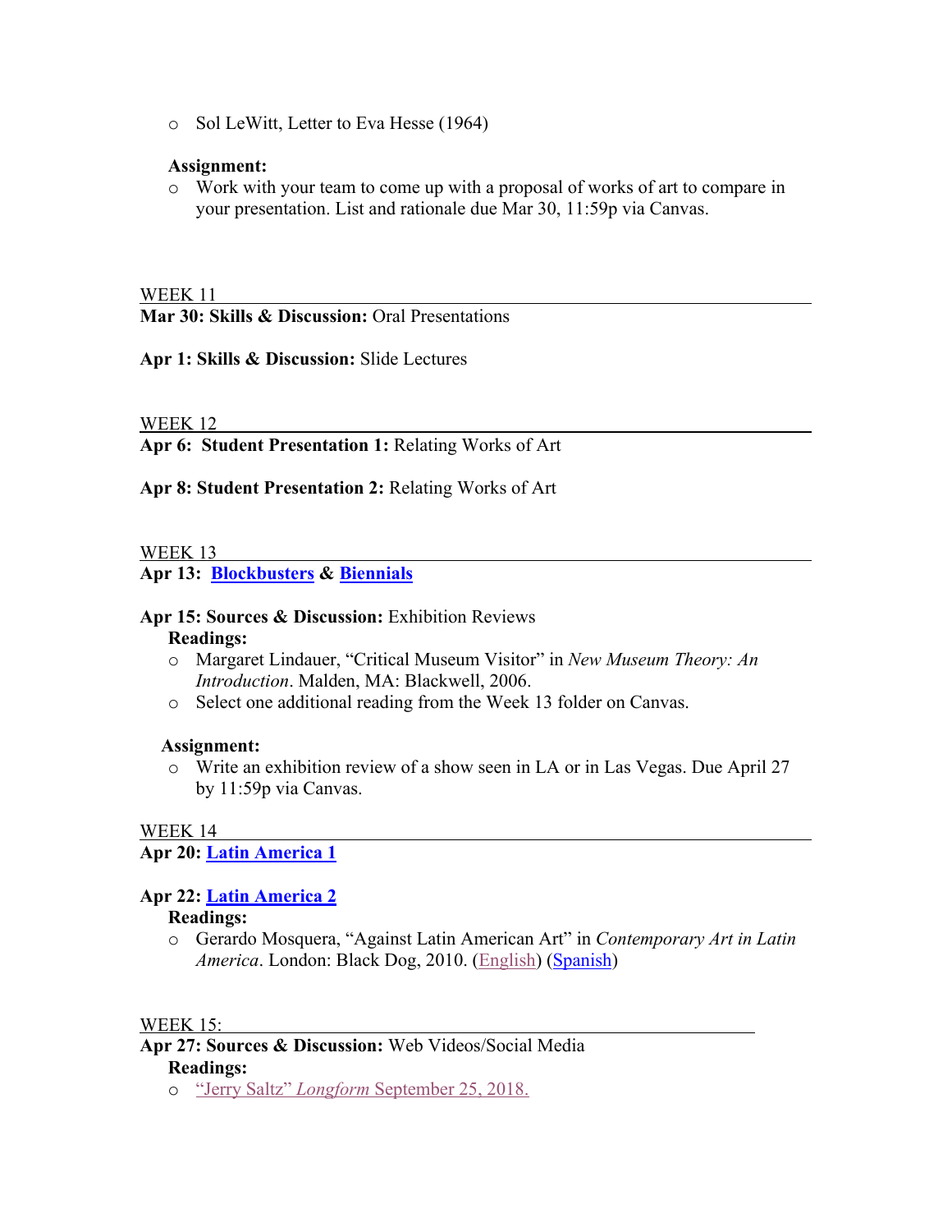- Sol LeWitt, Letter to Eva Hesse (1964)

**Assignment:**

- Work with your team to come up with a proposal of works of art to compare in your presentation. List and rationale due Mar 30, 11:59p via Canvas.

WEEK 11

**Mar 30: Skills & Discussion:** Oral Presentations

**Apr 1: Skills & Discussion:** Slide Lectures

WEEK 12

**Apr 6: Student Presentation 1:** Relating Works of Art

**Apr 8: Student Presentation 2:** Relating Works of Art

WEEK 13

**Apr 13: Blockbusters & Biennials**

**Apr 15: Sources & Discussion:** Exhibition Reviews

**Readings:**

- Margaret Lindauer, "Critical Museum Visitor" in *New Museum Theory: An Introduction*. Malden, MA: Blackwell, 2006.
- Select one additional reading from the Week 13 folder on Canvas.

**Assignment:**

- Write an exhibition review of a show seen in LA or in Las Vegas. Due April 27 by 11:59p via Canvas.

WEEK 14

**Apr 20: Latin America 1**

**Apr 22: Latin America 2**

**Readings:**

- Gerardo Mosquera, "Against Latin American Art" in *Contemporary Art in Latin America*. London: Black Dog, 2010. (English) (Spanish)

WEEK 15:

**Apr 27: Sources & Discussion:** Web Videos/Social Media

**Readings:**

- "Jerry Saltz" *Longform* September 25, 2018.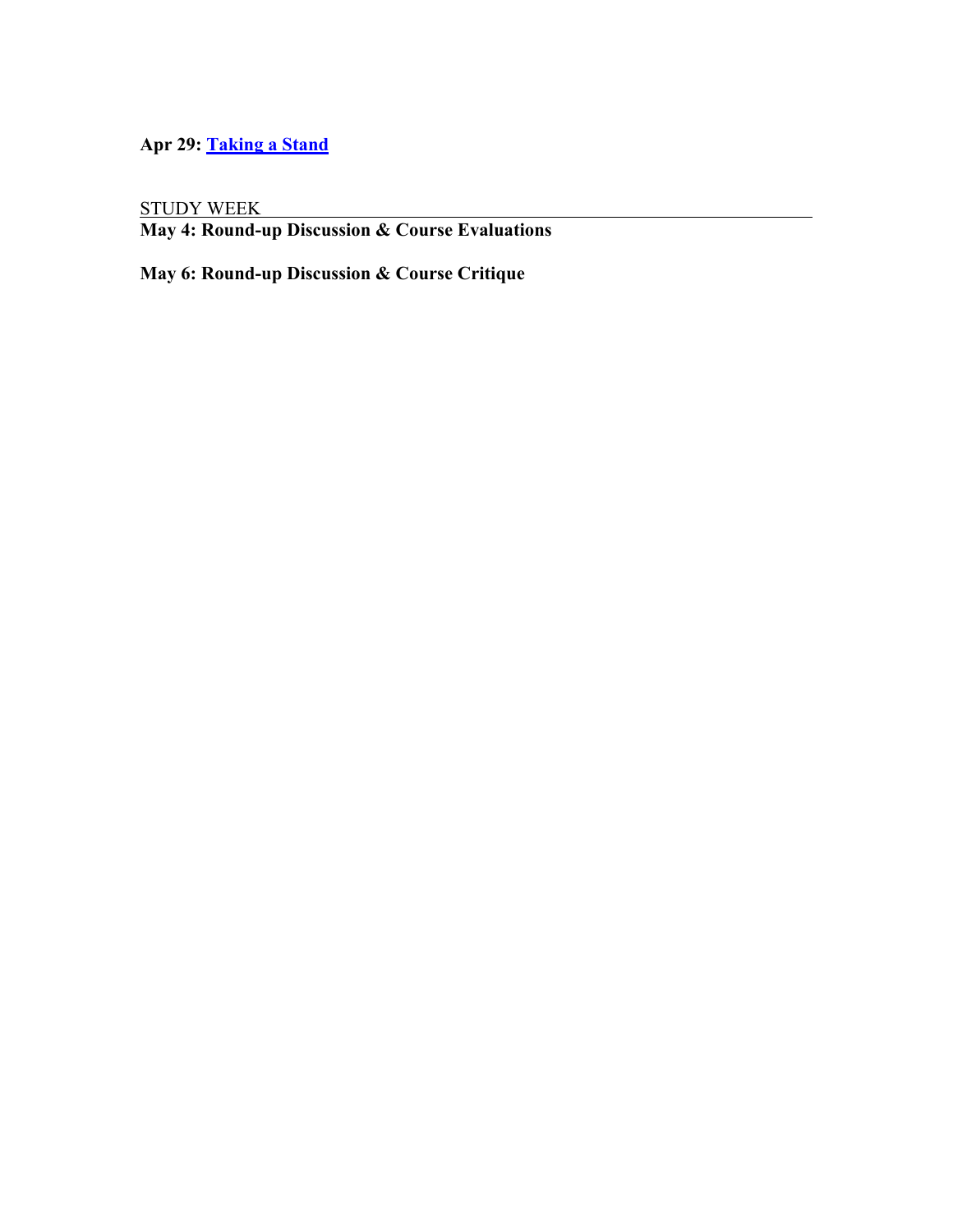**Apr 29: Taking a Stand**

STUDY WEEK

**May 4: Round-up Discussion & Course Evaluations**

**May 6: Round-up Discussion & Course Critique**